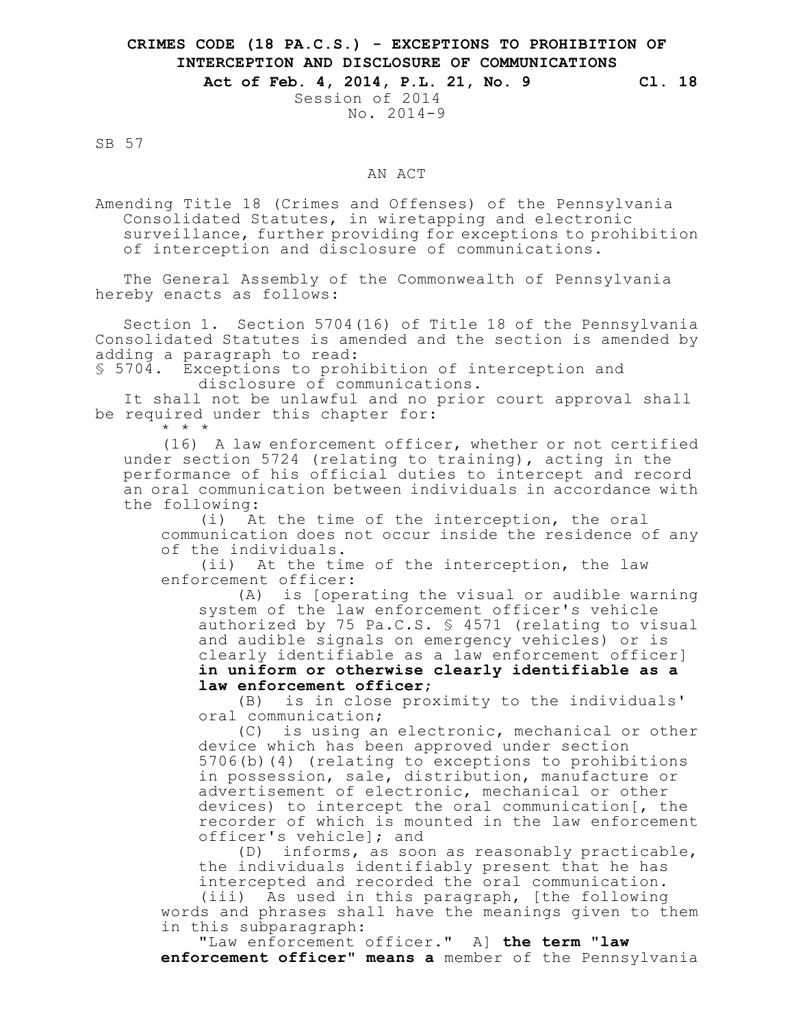**CRIMES CODE (18 PA.C.S.) - EXCEPTIONS TO PROHIBITION OF INTERCEPTION AND DISCLOSURE OF COMMUNICATIONS**

**Act of Feb. 4, 2014, P.L. 21, No. 9** **Cl. 18**

Session of 2014
No. 2014-9

SB 57

AN ACT

Amending Title 18 (Crimes and Offenses) of the Pennsylvania Consolidated Statutes, in wiretapping and electronic surveillance, further providing for exceptions to prohibition of interception and disclosure of communications.

The General Assembly of the Commonwealth of Pennsylvania hereby enacts as follows:

Section 1. Section 5704(16) of Title 18 of the Pennsylvania Consolidated Statutes is amended and the section is amended by adding a paragraph to read:

§ 5704. Exceptions to prohibition of interception and disclosure of communications.

It shall not be unlawful and no prior court approval shall be required under this chapter for:

\* \* \*

(16) A law enforcement officer, whether or not certified under section 5724 (relating to training), acting in the performance of his official duties to intercept and record an oral communication between individuals in accordance with the following:

(i) At the time of the interception, the oral communication does not occur inside the residence of any of the individuals.

(ii) At the time of the interception, the law enforcement officer:

(A) is [operating the visual or audible warning system of the law enforcement officer's vehicle authorized by 75 Pa.C.S. § 4571 (relating to visual and audible signals on emergency vehicles) or is clearly identifiable as a law enforcement officer] **in uniform or otherwise clearly identifiable as a law enforcement officer;**

(B) is in close proximity to the individuals' oral communication;

(C) is using an electronic, mechanical or other device which has been approved under section 5706(b)(4) (relating to exceptions to prohibitions in possession, sale, distribution, manufacture or advertisement of electronic, mechanical or other devices) to intercept the oral communication[, the recorder of which is mounted in the law enforcement officer's vehicle]; and

(D) informs, as soon as reasonably practicable, the individuals identifiably present that he has intercepted and recorded the oral communication.

(iii) As used in this paragraph, [the following words and phrases shall have the meanings given to them in this subparagraph:

"Law enforcement officer." A] **the term "law enforcement officer" means a** member of the Pennsylvania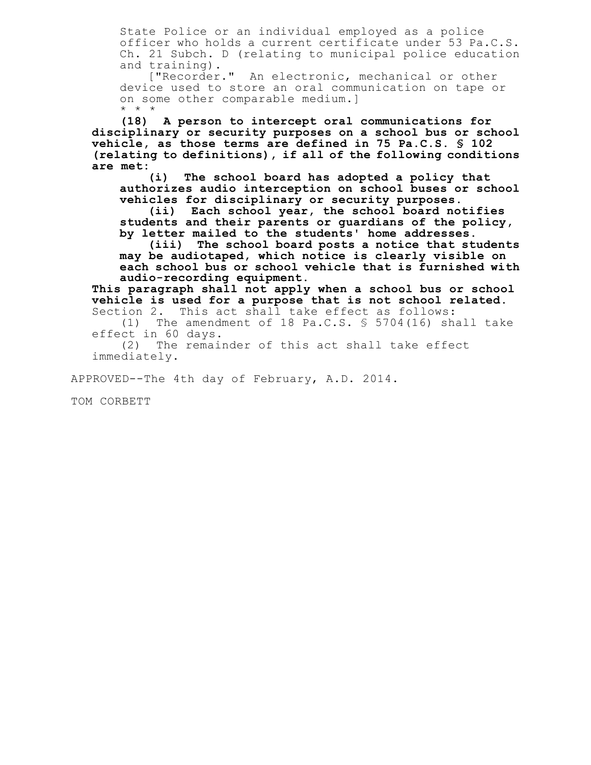State Police or an individual employed as a police officer who holds a current certificate under 53 Pa.C.S. Ch. 21 Subch. D (relating to municipal police education and training).

["Recorder." An electronic, mechanical or other device used to store an oral communication on tape or on some other comparable medium.]

* * *

**(18) A person to intercept oral communications for disciplinary or security purposes on a school bus or school vehicle, as those terms are defined in 75 Pa.C.S. § 102 (relating to definitions), if all of the following conditions are met:**

**(i) The school board has adopted a policy that authorizes audio interception on school buses or school vehicles for disciplinary or security purposes.**

**(ii) Each school year, the school board notifies students and their parents or guardians of the policy, by letter mailed to the students' home addresses.**

**(iii) The school board posts a notice that students may be audiotaped, which notice is clearly visible on each school bus or school vehicle that is furnished with audio-recording equipment.**

**This paragraph shall not apply when a school bus or school vehicle is used for a purpose that is not school related.**

Section 2. This act shall take effect as follows:

(1) The amendment of 18 Pa.C.S. § 5704(16) shall take effect in 60 days.

(2) The remainder of this act shall take effect immediately.

APPROVED--The 4th day of February, A.D. 2014.

TOM CORBETT